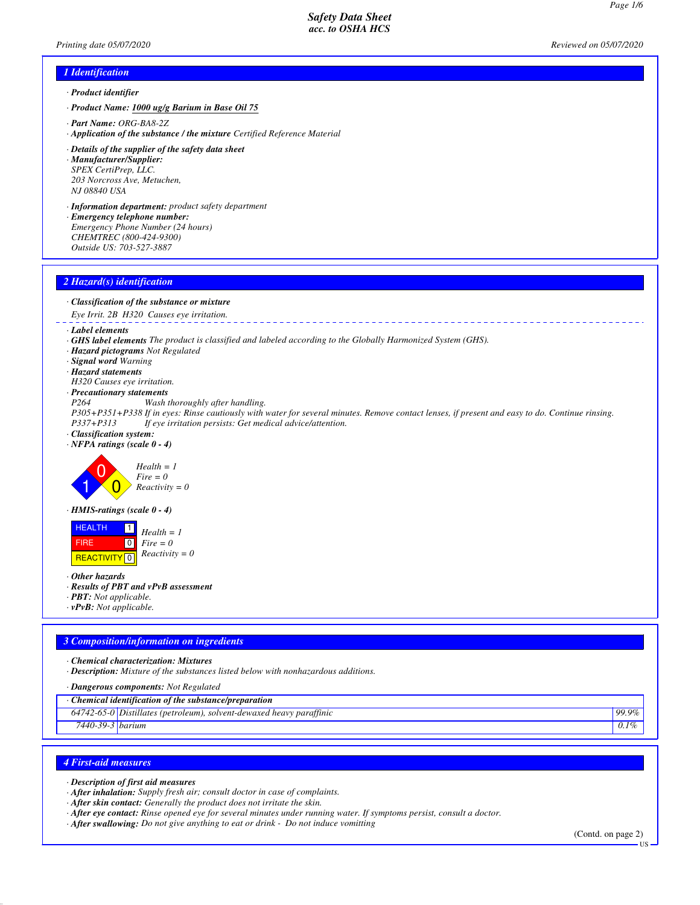# Safety Data Sheet
## acc. to OSHA HCS

Printing date 05/07/2020 — Reviewed on 05/07/2020

## 1 Identification

· **Product identifier**

· **Product Name:** 1000 ug/g Barium in Base Oil 75

· **Part Name:** ORG-BA8-2Z

· **Application of the substance / the mixture** Certified Reference Material

· **Details of the supplier of the safety data sheet**

· **Manufacturer/Supplier:**
SPEX CertiPrep, LLC.
203 Norcross Ave, Metuchen,
NJ 08840 USA

· **Information department:** product safety department

· **Emergency telephone number:**
Emergency Phone Number (24 hours)
CHEMTREC (800-424-9300)
Outside US: 703-527-3887

## 2 Hazard(s) identification

· **Classification of the substance or mixture**

Eye Irrit. 2B H320 Causes eye irritation.

· **Label elements**

· **GHS label elements** The product is classified and labeled according to the Globally Harmonized System (GHS).

· **Hazard pictograms** Not Regulated

· **Signal word** Warning

· **Hazard statements**

H320 Causes eye irritation.

· **Precautionary statements**

P264 Wash thoroughly after handling.

P305+P351+P338 If in eyes: Rinse cautiously with water for several minutes. Remove contact lenses, if present and easy to do. Continue rinsing.

P337+P313 If eye irritation persists: Get medical advice/attention.

· **Classification system:**

· **NFPA ratings (scale 0 - 4)**

Health = 1
Fire = 0
Reactivity = 0

· **HMIS-ratings (scale 0 - 4)**

| HEALTH | 1 |
|---|---|
| FIRE | 0 |
| REACTIVITY | 0 |

Health = 1
Fire = 0
Reactivity = 0

· **Other hazards**

· **Results of PBT and vPvB assessment**

· **PBT:** Not applicable.

· **vPvB:** Not applicable.

## 3 Composition/information on ingredients

· **Chemical characterization: Mixtures**

· **Description:** Mixture of the substances listed below with nonhazardous additions.

· **Dangerous components:** Not Regulated

· **Chemical identification of the substance/preparation**

| 64742-65-0 | Distillates (petroleum), solvent-dewaxed heavy paraffinic | 99.9% |
|---|---|---|
| 7440-39-3 | barium | 0.1% |

## 4 First-aid measures

· **Description of first aid measures**

· **After inhalation:** Supply fresh air; consult doctor in case of complaints.

· **After skin contact:** Generally the product does not irritate the skin.

· **After eye contact:** Rinse opened eye for several minutes under running water. If symptoms persist, consult a doctor.

· **After swallowing:** Do not give anything to eat or drink - Do not induce vomitting

(Contd. on page 2)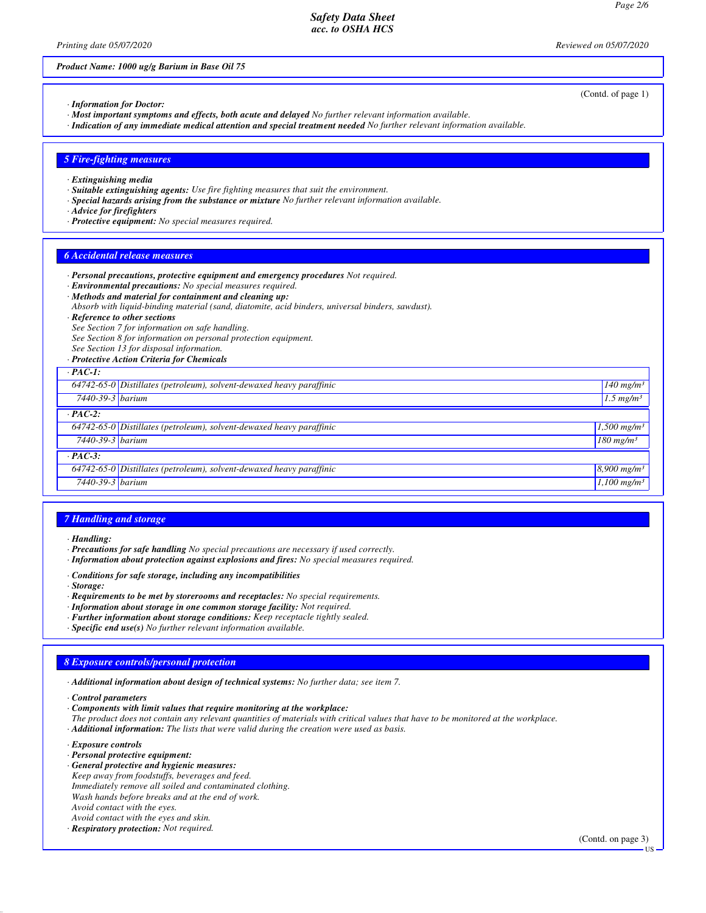Product Name: 1000 ug/g Barium in Base Oil 75

(Contd. of page 1)

· **Information for Doctor:**
· **Most important symptoms and effects, both acute and delayed** No further relevant information available.
· **Indication of any immediate medical attention and special treatment needed** No further relevant information available.

## 5 Fire-fighting measures

· **Extinguishing media**
· **Suitable extinguishing agents:** Use fire fighting measures that suit the environment.
· **Special hazards arising from the substance or mixture** No further relevant information available.
· **Advice for firefighters**
· **Protective equipment:** No special measures required.

## 6 Accidental release measures

· **Personal precautions, protective equipment and emergency procedures** Not required.
· **Environmental precautions:** No special measures required.
· **Methods and material for containment and cleaning up:**
Absorb with liquid-binding material (sand, diatomite, acid binders, universal binders, sawdust).
· **Reference to other sections**
See Section 7 for information on safe handling.
See Section 8 for information on personal protection equipment.
See Section 13 for disposal information.
· **Protective Action Criteria for Chemicals**

| · PAC-1: | | |
|---|---|---|
| 64742-65-0 | Distillates (petroleum), solvent-dewaxed heavy paraffinic | 140 mg/m³ |
| 7440-39-3 | barium | 1.5 mg/m³ |
| **· PAC-2:** | | |
| 64742-65-0 | Distillates (petroleum), solvent-dewaxed heavy paraffinic | 1,500 mg/m³ |
| 7440-39-3 | barium | 180 mg/m³ |
| **· PAC-3:** | | |
| 64742-65-0 | Distillates (petroleum), solvent-dewaxed heavy paraffinic | 8,900 mg/m³ |
| 7440-39-3 | barium | 1,100 mg/m³ |

## 7 Handling and storage

· **Handling:**
· **Precautions for safe handling** No special precautions are necessary if used correctly.
· **Information about protection against explosions and fires:** No special measures required.

· **Conditions for safe storage, including any incompatibilities**
· **Storage:**
· **Requirements to be met by storerooms and receptacles:** No special requirements.
· **Information about storage in one common storage facility:** Not required.
· **Further information about storage conditions:** Keep receptacle tightly sealed.
· **Specific end use(s)** No further relevant information available.

## 8 Exposure controls/personal protection

· **Additional information about design of technical systems:** No further data; see item 7.

· **Control parameters**
· **Components with limit values that require monitoring at the workplace:**
The product does not contain any relevant quantities of materials with critical values that have to be monitored at the workplace.
· **Additional information:** The lists that were valid during the creation were used as basis.

· **Exposure controls**
· **Personal protective equipment:**
· **General protective and hygienic measures:**
Keep away from foodstuffs, beverages and feed.
Immediately remove all soiled and contaminated clothing.
Wash hands before breaks and at the end of work.
Avoid contact with the eyes.
Avoid contact with the eyes and skin.
· **Respiratory protection:** Not required.

(Contd. on page 3)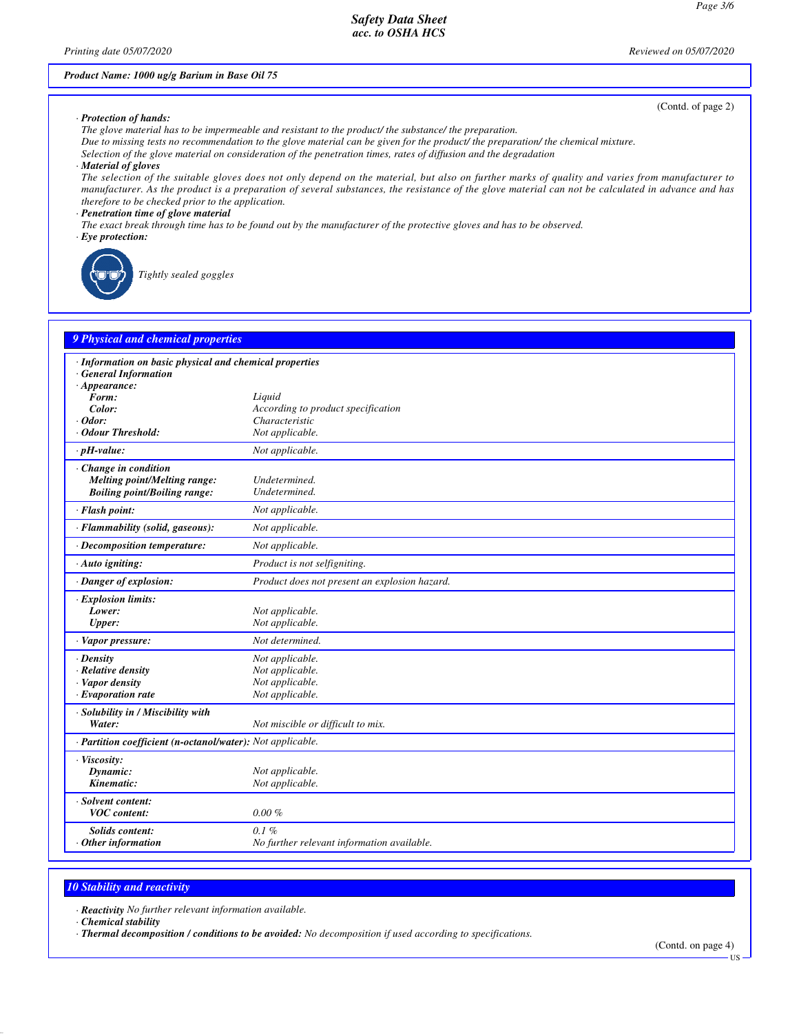**Product Name: 1000 ug/g Barium in Base Oil 75**

(Contd. of page 2)

· **Protection of hands:**
The glove material has to be impermeable and resistant to the product/ the substance/ the preparation.
Due to missing tests no recommendation to the glove material can be given for the product/ the preparation/ the chemical mixture.
Selection of the glove material on consideration of the penetration times, rates of diffusion and the degradation

· **Material of gloves**
The selection of the suitable gloves does not only depend on the material, but also on further marks of quality and varies from manufacturer to manufacturer. As the product is a preparation of several substances, the resistance of the glove material can not be calculated in advance and has therefore to be checked prior to the application.

· **Penetration time of glove material**
The exact break through time has to be found out by the manufacturer of the protective gloves and has to be observed.

· **Eye protection:**
Tightly sealed goggles

## 9 Physical and chemical properties

| · Information on basic physical and chemical properties | |
|---|---|
| · General Information | |
| · Appearance: | |
| Form: | Liquid |
| Color: | According to product specification |
| · Odor: | Characteristic |
| · Odour Threshold: | Not applicable. |
| · pH-value: | Not applicable. |
| · Change in condition | |
| Melting point/Melting range: | Undetermined. |
| Boiling point/Boiling range: | Undetermined. |
| · Flash point: | Not applicable. |
| · Flammability (solid, gaseous): | Not applicable. |
| · Decomposition temperature: | Not applicable. |
| · Auto igniting: | Product is not selfigniting. |
| · Danger of explosion: | Product does not present an explosion hazard. |
| · Explosion limits: | |
| Lower: | Not applicable. |
| Upper: | Not applicable. |
| · Vapor pressure: | Not determined. |
| · Density | Not applicable. |
| · Relative density | Not applicable. |
| · Vapor density | Not applicable. |
| · Evaporation rate | Not applicable. |
| · Solubility in / Miscibility with | |
| Water: | Not miscible or difficult to mix. |
| · Partition coefficient (n-octanol/water): | Not applicable. |
| · Viscosity: | |
| Dynamic: | Not applicable. |
| Kinematic: | Not applicable. |
| · Solvent content: | |
| VOC content: | 0.00 % |
| Solids content: | 0.1 % |
| · Other information | No further relevant information available. |

## 10 Stability and reactivity

· **Reactivity** No further relevant information available.
· **Chemical stability**
· **Thermal decomposition / conditions to be avoided:** No decomposition if used according to specifications.

(Contd. on page 4)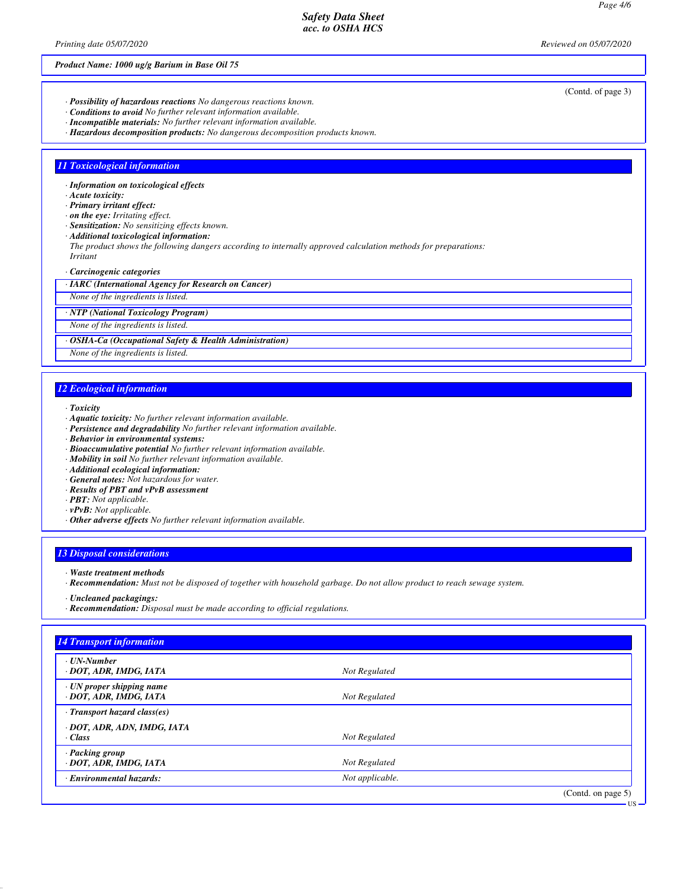(Contd. of page 3)

· ***Possibility of hazardous reactions*** *No dangerous reactions known.*
· ***Conditions to avoid*** *No further relevant information available.*
· ***Incompatible materials:*** *No further relevant information available.*
· ***Hazardous decomposition products:*** *No dangerous decomposition products known.*

## 11 Toxicological information

· ***Information on toxicological effects***
· ***Acute toxicity:***
· ***Primary irritant effect:***
· ***on the eye:*** *Irritating effect.*
· ***Sensitization:*** *No sensitizing effects known.*
· ***Additional toxicological information:***
*The product shows the following dangers according to internally approved calculation methods for preparations:*
*Irritant*

· ***Carcinogenic categories***

| · ***IARC (International Agency for Research on Cancer)*** |
| --- |
| *None of the ingredients is listed.* |

| · ***NTP (National Toxicology Program)*** |
| --- |
| *None of the ingredients is listed.* |

| · ***OSHA-Ca (Occupational Safety & Health Administration)*** |
| --- |
| *None of the ingredients is listed.* |

## 12 Ecological information

· ***Toxicity***
· ***Aquatic toxicity:*** *No further relevant information available.*
· ***Persistence and degradability*** *No further relevant information available.*
· ***Behavior in environmental systems:***
· ***Bioaccumulative potential*** *No further relevant information available.*
· ***Mobility in soil*** *No further relevant information available.*
· ***Additional ecological information:***
· ***General notes:*** *Not hazardous for water.*
· ***Results of PBT and vPvB assessment***
· ***PBT:*** *Not applicable.*
· ***vPvB:*** *Not applicable.*
· ***Other adverse effects*** *No further relevant information available.*

## 13 Disposal considerations

· ***Waste treatment methods***
· ***Recommendation:*** *Must not be disposed of together with household garbage. Do not allow product to reach sewage system.*

· ***Uncleaned packagings:***
· ***Recommendation:*** *Disposal must be made according to official regulations.*

## 14 Transport information

| | |
| --- | --- |
| · ***UN-Number*** <br> · ***DOT, ADR, IMDG, IATA*** | *Not Regulated* |
| · ***UN proper shipping name*** <br> · ***DOT, ADR, IMDG, IATA*** | *Not Regulated* |
| · ***Transport hazard class(es)*** <br> · ***DOT, ADR, ADN, IMDG, IATA*** <br> · ***Class*** | *Not Regulated* |
| · ***Packing group*** <br> · ***DOT, ADR, IMDG, IATA*** | *Not Regulated* |
| · ***Environmental hazards:*** | *Not applicable.* |

(Contd. on page 5)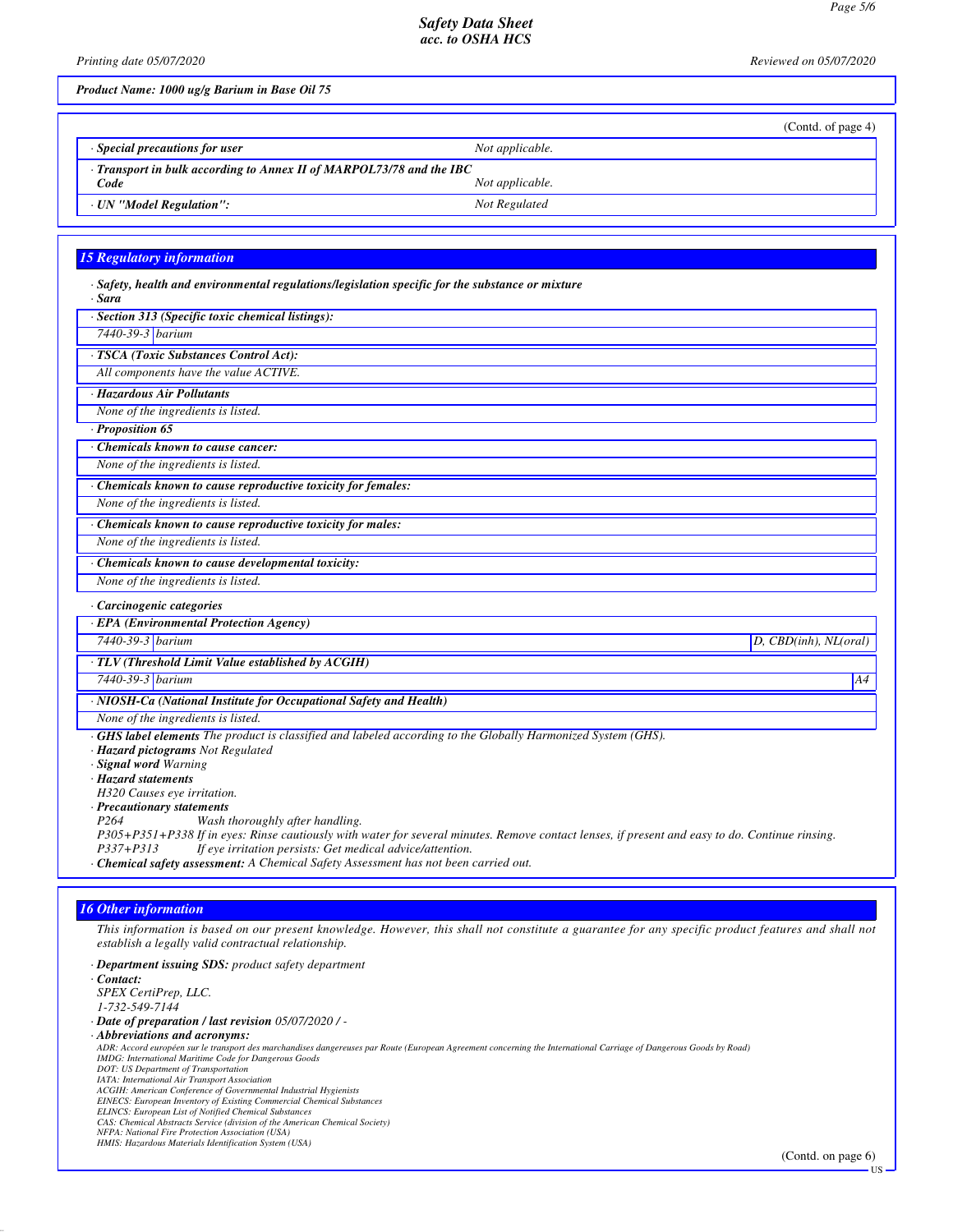**Product Name: 1000 ug/g Barium in Base Oil 75**

(Contd. of page 4)

| | |
|---|---|
| · **Special precautions for user** | Not applicable. |
| · **Transport in bulk according to Annex II of MARPOL73/78 and the IBC Code** | Not applicable. |
| · **UN "Model Regulation":** | Not Regulated |

## 15 Regulatory information

· **Safety, health and environmental regulations/legislation specific for the substance or mixture**

· **Sara**

| · **Section 313 (Specific toxic chemical listings):** | |
|---|---|
| 7440-39-3 | barium |

| · **TSCA (Toxic Substances Control Act):** |
|---|
| All components have the value ACTIVE. |

| · **Hazardous Air Pollutants** |
|---|
| None of the ingredients is listed. |

· **Proposition 65**

| · **Chemicals known to cause cancer:** |
|---|
| None of the ingredients is listed. |

| · **Chemicals known to cause reproductive toxicity for females:** |
|---|
| None of the ingredients is listed. |

| · **Chemicals known to cause reproductive toxicity for males:** |
|---|
| None of the ingredients is listed. |

| · **Chemicals known to cause developmental toxicity:** |
|---|
| None of the ingredients is listed. |

· **Carcinogenic categories**

| · **EPA (Environmental Protection Agency)** | | |
|---|---|---|
| 7440-39-3 | barium | D, CBD(inh), NL(oral) |

| · **TLV (Threshold Limit Value established by ACGIH)** | | |
|---|---|---|
| 7440-39-3 | barium | A4 |

| · **NIOSH-Ca (National Institute for Occupational Safety and Health)** |
|---|
| None of the ingredients is listed. |

· **GHS label elements** The product is classified and labeled according to the Globally Harmonized System (GHS).

· **Hazard pictograms** Not Regulated

· **Signal word** Warning

· **Hazard statements**

H320 Causes eye irritation.

· **Precautionary statements**

P264 Wash thoroughly after handling.

P305+P351+P338 If in eyes: Rinse cautiously with water for several minutes. Remove contact lenses, if present and easy to do. Continue rinsing.

P337+P313 If eye irritation persists: Get medical advice/attention.

· **Chemical safety assessment:** A Chemical Safety Assessment has not been carried out.

## 16 Other information

This information is based on our present knowledge. However, this shall not constitute a guarantee for any specific product features and shall not establish a legally valid contractual relationship.

· **Department issuing SDS:** product safety department

· **Contact:**

SPEX CertiPrep, LLC.

1-732-549-7144

· **Date of preparation / last revision** 05/07/2020 / -

· **Abbreviations and acronyms:**

ADR: Accord européen sur le transport des marchandises dangereuses par Route (European Agreement concerning the International Carriage of Dangerous Goods by Road)
IMDG: International Maritime Code for Dangerous Goods
DOT: US Department of Transportation
IATA: International Air Transport Association
ACGIH: American Conference of Governmental Industrial Hygienists
EINECS: European Inventory of Existing Commercial Chemical Substances
ELINCS: European List of Notified Chemical Substances
CAS: Chemical Abstracts Service (division of the American Chemical Society)
NFPA: National Fire Protection Association (USA)
HMIS: Hazardous Materials Identification System (USA)

(Contd. on page 6)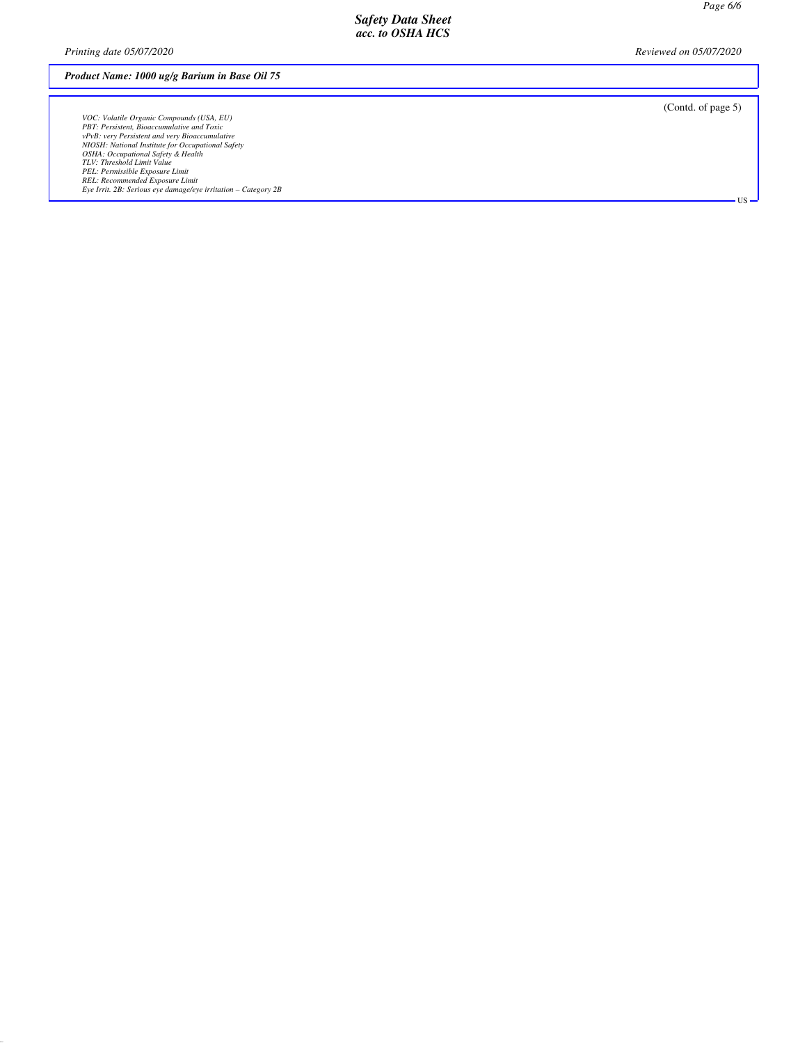*Product Name: 1000 ug/g Barium in Base Oil 75*

(Contd. of page 5)

*VOC: Volatile Organic Compounds (USA, EU)*
*PBT: Persistent, Bioaccumulative and Toxic*
*vPvB: very Persistent and very Bioaccumulative*
*NIOSH: National Institute for Occupational Safety*
*OSHA: Occupational Safety & Health*
*TLV: Threshold Limit Value*
*PEL: Permissible Exposure Limit*
*REL: Recommended Exposure Limit*
*Eye Irrit. 2B: Serious eye damage/eye irritation – Category 2B*

US